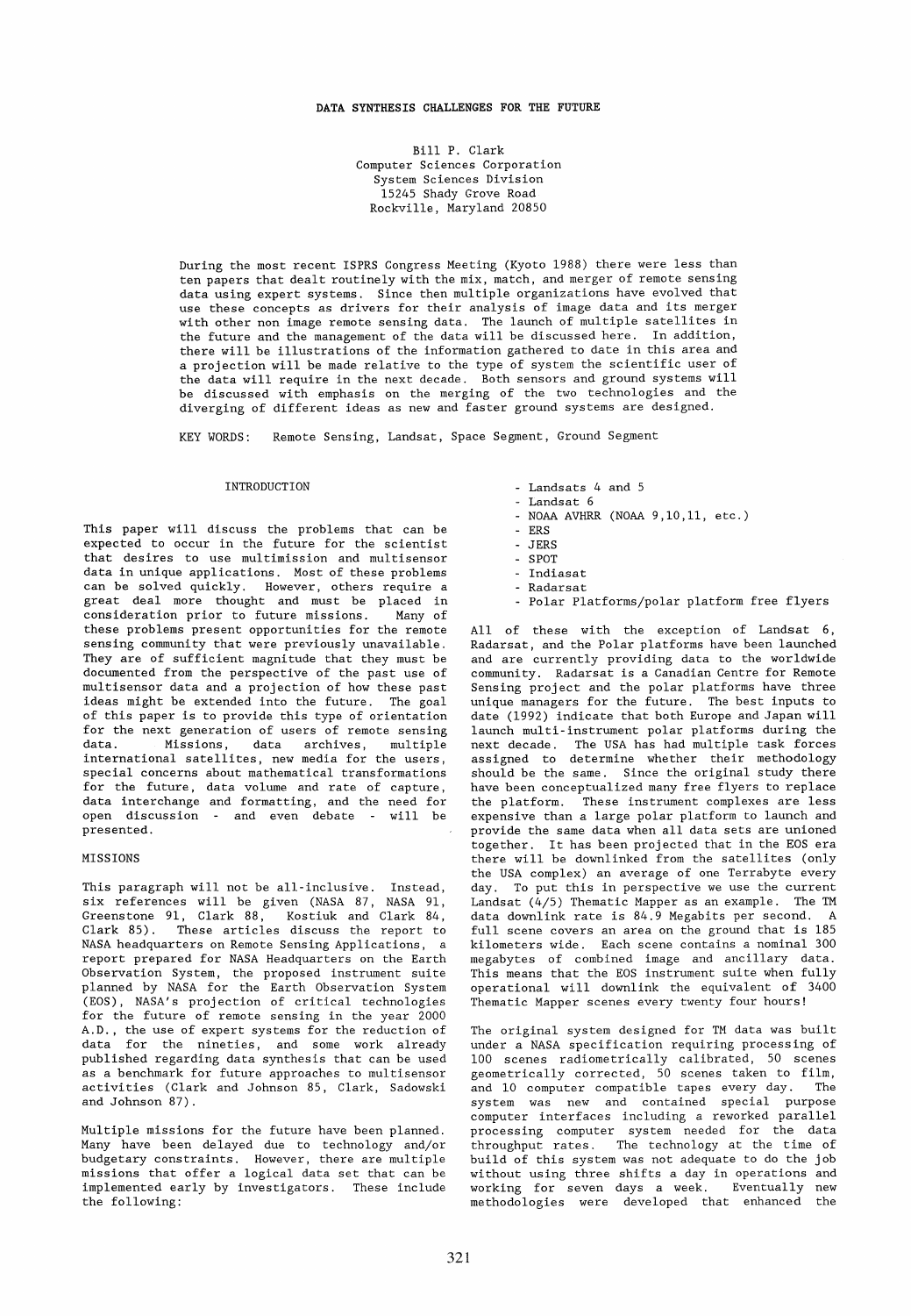# DATA SYNTHESIS CHALLENGES FOR THE FUTURE

Bill P. Clark
Computer Sciences Corporation
System Sciences Division
15245 Shady Grove Road
Rockville, Maryland 20850

During the most recent ISPRS Congress Meeting (Kyoto 1988) there were less than ten papers that dealt routinely with the mix, match, and merger of remote sensing data using expert systems. Since then multiple organizations have evolved that use these concepts as drivers for their analysis of image data and its merger with other non image remote sensing data. The launch of multiple satellites in the future and the management of the data will be discussed here. In addition, there will be illustrations of the information gathered to date in this area and a projection will be made relative to the type of system the scientific user of the data will require in the next decade. Both sensors and ground systems will be discussed with emphasis on the merging of the two technologies and the diverging of different ideas as new and faster ground systems are designed.

KEY WORDS: Remote Sensing, Landsat, Space Segment, Ground Segment

## INTRODUCTION

This paper will discuss the problems that can be expected to occur in the future for the scientist that desires to use multimission and multisensor data in unique applications. Most of these problems can be solved quickly. However, others require a great deal more thought and must be placed in consideration prior to future missions. Many of these problems present opportunities for the remote sensing community that were previously unavailable. They are of sufficient magnitude that they must be documented from the perspective of the past use of multisensor data and a projection of how these past ideas might be extended into the future. The goal of this paper is to provide this type of orientation for the next generation of users of remote sensing data. Missions, data archives, multiple international satellites, new media for the users, special concerns about mathematical transformations for the future, data volume and rate of capture, data interchange and formatting, and the need for open discussion - and even debate - will be presented.

## MISSIONS

This paragraph will not be all-inclusive. Instead, six references will be given (NASA 87, NASA 91, Greenstone 91, Clark 88, Kostiuk and Clark 84, Clark 85). These articles discuss the report to NASA headquarters on Remote Sensing Applications, a report prepared for NASA Headquarters on the Earth Observation System, the proposed instrument suite planned by NASA for the Earth Observation System (EOS), NASA's projection of critical technologies for the future of remote sensing in the year 2000 A.D., the use of expert systems for the reduction of data for the nineties, and some work already published regarding data synthesis that can be used as a benchmark for future approaches to multisensor activities (Clark and Johnson 85, Clark, Sadowski and Johnson 87).

Multiple missions for the future have been planned. Many have been delayed due to technology and/or budgetary constraints. However, there are multiple missions that offer a logical data set that can be implemented early by investigators. These include the following:

- Landsats 4 and 5
- Landsat 6
- NOAA AVHRR (NOAA 9,10,11, etc.)
- ERS
- JERS
- SPOT
- Indiasat
- Radarsat
- Polar Platforms/polar platform free flyers

All of these with the exception of Landsat 6, Radarsat, and the Polar platforms have been launched and are currently providing data to the worldwide community. Radarsat is a Canadian Centre for Remote Sensing project and the polar platforms have three unique managers for the future. The best inputs to date (1992) indicate that both Europe and Japan will launch multi-instrument polar platforms during the next decade. The USA has had multiple task forces assigned to determine whether their methodology should be the same. Since the original study there have been conceptualized many free flyers to replace the platform. These instrument complexes are less expensive than a large polar platform to launch and provide the same data when all data sets are unioned together. It has been projected that in the EOS era there will be downlinked from the satellites (only the USA complex) an average of one Terrabyte every day. To put this in perspective we use the current Landsat (4/5) Thematic Mapper as an example. The TM data downlink rate is 84.9 Megabits per second. A full scene covers an area on the ground that is 185 kilometers wide. Each scene contains a nominal 300 megabytes of combined image and ancillary data. This means that the EOS instrument suite when fully operational will downlink the equivalent of 3400 Thematic Mapper scenes every twenty four hours!

The original system designed for TM data was built under a NASA specification requiring processing of 100 scenes radiometrically calibrated, 50 scenes geometrically corrected, 50 scenes taken to film, and 10 computer compatible tapes every day. The system was new and contained special purpose computer interfaces including a reworked parallel processing computer system needed for the data throughput rates. The technology at the time of build of this system was not adequate to do the job without using three shifts a day in operations and working for seven days a week. Eventually new methodologies were developed that enhanced the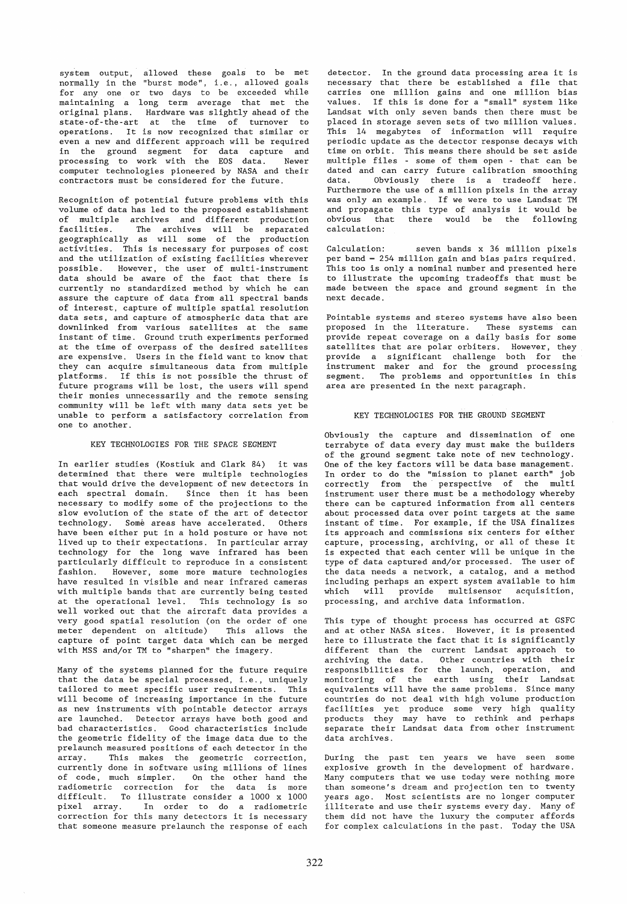system output, allowed these goals to be met normally in the "burst mode", i.e., allowed goals for any one or two days to be exceeded while maintaining a long term average that met the original plans. Hardware was slightly ahead of the state-of-the-art at the time of turnover to operations. It is now recognized that similar or even a new and different approach will be required in the ground segment for data capture and processing to work with the EOS data. Newer computer technologies pioneered by NASA and their contractors must be considered for the future.

Recognition of potential future problems with this volume of data has led to the proposed establishment of multiple archives and different production facilities. The archives will be separated geographically as will some of the production activities. This is necessary for purposes of cost and the utilization of existing facilities wherever possible. However, the user of multi-instrument data should be aware of the fact that there is currently no standardized method by which he can assure the capture of data from all spectral bands of interest, capture of multiple spatial resolution data sets, and capture of atmospheric data that are downlinked from various satellites at the same instant of time. Ground truth experiments performed at the time of overpass of the desired satellites are expensive. Users in the field want to know that they can acquire simultaneous data from multiple platforms. If this is not possible the thrust of future programs will be lost, the users will spend their monies unnecessarily and the remote sensing community will be left with many data sets yet be unable to perform a satisfactory correlation from one to another.

## KEY TECHNOLOGIES FOR THE SPACE SEGMENT

In earlier studies (Kostiuk and Clark 84) it was determined that there were multiple technologies that would drive the development of new detectors in each spectral domain. Since then it has been necessary to modify some of the projections to the slow evolution of the state of the art of detector technology. Some areas have accelerated. Others have been either put in a hold posture or have not lived up to their expectations. In particular array technology for the long wave infrared has been particularly difficult to reproduce in a consistent fashion. However, some more mature technologies have resulted in visible and near infrared cameras with multiple bands that are currently being tested at the operational level. This technology is so well worked out that the aircraft data provides a very good spatial resolution (on the order of one meter dependent on altitude) This allows the capture of point target data which can be merged with MSS and/or TM to "sharpen" the imagery.

Many of the systems planned for the future require that the data be special processed, i.e., uniquely tailored to meet specific user requirements. This will become of increasing importance in the future as new instruments with pointable detector arrays are launched. Detector arrays have both good and bad characteristics. Good characteristics include the geometric fidelity of the image data due to the prelaunch measured positions of each detector in the array. This makes the geometric correction, currently done in software using millions of lines of code, much simpler. On the other hand the radiometric correction for the data is more difficult. To illustrate consider a 1000 x 1000 pixel array. In order to do a radiometric correction for this many detectors it is necessary that someone measure prelaunch the response of each detector. In the ground data processing area it is necessary that there be established a file that carries one million gains and one million bias values. If this is done for a "small" system like Landsat with only seven bands then there must be placed in storage seven sets of two million values. This 14 megabytes of information will require periodic update as the detector response decays with time on orbit. This means there should be set aside multiple files - some of them open - that can be dated and can carry future calibration smoothing data. Obviously there is a tradeoff here. Furthermore the use of a million pixels in the array was only an example. If we were to use Landsat TM and propagate this type of analysis it would be obvious that there would be the following calculation:

Calculation: seven bands x 36 million pixels per band = 254 million gain and bias pairs required. This too is only a nominal number and presented here to illustrate the upcoming tradeoffs that must be made between the space and ground segment in the next decade.

Pointable systems and stereo systems have also been proposed in the literature. These systems can provide repeat coverage on a daily basis for some satellites that are polar orbiters. However, they provide a significant challenge both for the instrument maker and for the ground processing segment. The problems and opportunities in this area are presented in the next paragraph.

## KEY TECHNOLOGIES FOR THE GROUND SEGMENT

Obviously the capture and dissemination of one terrabyte of data every day must make the builders of the ground segment take note of new technology. One of the key factors will be data base management. In order to do the "mission to planet earth" job correctly from the perspective of the multi instrument user there must be a methodology whereby there can be captured information from all centers about processed data over point targets at the same instant of time. For example, if the USA finalizes its approach and commissions six centers for either capture, processing, archiving, or all of these it is expected that each center will be unique in the type of data captured and/or processed. The user of the data needs a network, a catalog, and a method including perhaps an expert system available to him which will provide multisensor acquisition, processing, and archive data information.

This type of thought process has occurred at GSFC and at other NASA sites. However, it is presented here to illustrate the fact that it is significantly different than the current Landsat approach to archiving the data. Other countries with their responsibilities for the launch, operation, and monitoring of the earth using their Landsat equivalents will have the same problems. Since many countries do not deal with high volume production facilities yet produce some very high quality products they may have to rethink and perhaps separate their Landsat data from other instrument data archives.

During the past ten years we have seen some explosive growth in the development of hardware. Many computers that we use today were nothing more than someone's dream and projection ten to twenty years ago. Most scientists are no longer computer illiterate and use their systems every day. Many of them did not have the luxury the computer affords for complex calculations in the past. Today the USA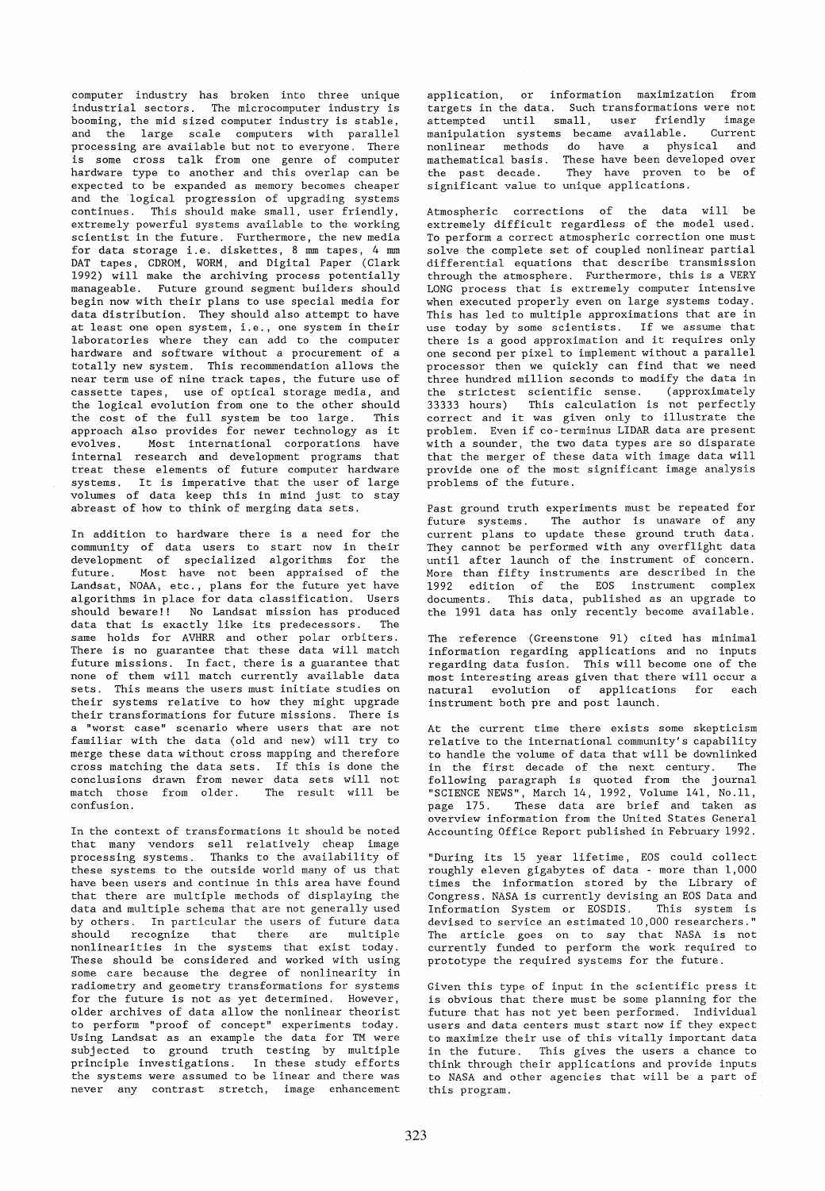computer industry has broken into three unique industrial sectors. The microcomputer industry is booming, the mid sized computer industry is stable, and the large scale computers with parallel processing are available but not to everyone. There is some cross talk from one genre of computer hardware type to another and this overlap can be expected to be expanded as memory becomes cheaper and the logical progression of upgrading systems continues. This should make small, user friendly, extremely powerful systems available to the working scientist in the future. Furthermore, the new media for data storage i.e. diskettes, 8 mm tapes, 4 mm DAT tapes, CDROM, WORM, and Digital Paper (Clark 1992) will make the archiving process potentially manageable. Future ground segment builders should begin now with their plans to use special media for data distribution. They should also attempt to have at least one open system, i.e., one system in their laboratories where they can add to the computer hardware and software without a procurement of a totally new system. This recommendation allows the near term use of nine track tapes, the future use of cassette tapes, use of optical storage media, and the logical evolution from one to the other should the cost of the full system be too large. This approach also provides for newer technology as it evolves. Most international corporations have internal research and development programs that treat these elements of future computer hardware systems. It is imperative that the user of large volumes of data keep this in mind just to stay abreast of how to think of merging data sets.

In addition to hardware there is a need for the community of data users to start now in their development of specialized algorithms for the future. Most have not been appraised of the Landsat, NOAA, etc., plans for the future yet have algorithms in place for data classification. Users should beware!! No Landsat mission has produced data that is exactly like its predecessors. The same holds for AVHRR and other polar orbiters. There is no guarantee that these data will match future missions. In fact, there is a guarantee that none of them will match currently available data sets. This means the users must initiate studies on their systems relative to how they might upgrade their transformations for future missions. There is a "worst case" scenario where users that are not familiar with the data (old and new) will try to merge these data without cross mapping and therefore cross matching the data sets. If this is done the conclusions drawn from newer data sets will not match those from older. The result will be confusion.

In the context of transformations it should be noted that many vendors sell relatively cheap image processing systems. Thanks to the availability of these systems to the outside world many of us that have been users and continue in this area have found that there are multiple methods of displaying the data and multiple schema that are not generally used by others. In particular the users of future data should recognize that there are multiple nonlinearities in the systems that exist today. These should be considered and worked with using some care because the degree of nonlinearity in radiometry and geometry transformations for systems for the future is not as yet determined. However, older archives of data allow the nonlinear theorist to perform "proof of concept" experiments today. Using Landsat as an example the data for TM were subjected to ground truth testing by multiple principle investigations. In these study efforts the systems were assumed to be linear and there was never any contrast stretch, image enhancement application, or information maximization from targets in the data. Such transformations were not attempted until small, user friendly image manipulation systems became available. Current nonlinear methods do have a physical and mathematical basis. These have been developed over the past decade. They have proven to be of significant value to unique applications.

Atmospheric corrections of the data will be extremely difficult regardless of the model used. To perform a correct atmospheric correction one must solve the complete set of coupled nonlinear partial differential equations that describe transmission through the atmosphere. Furthermore, this is a VERY LONG process that is extremely computer intensive when executed properly even on large systems today. This has led to multiple approximations that are in use today by some scientists. If we assume that there is a good approximation and it requires only one second per pixel to implement without a parallel processor then we quickly can find that we need three hundred million seconds to modify the data in the strictest scientific sense. (approximately 33333 hours) This calculation is not perfectly correct and it was given only to illustrate the problem. Even if co-terminus LIDAR data are present with a sounder, the two data types are so disparate that the merger of these data with image data will provide one of the most significant image analysis problems of the future.

Past ground truth experiments must be repeated for future systems. The author is unaware of any current plans to update these ground truth data. They cannot be performed with any overflight data until after launch of the instrument of concern. More than fifty instruments are described in the 1992 edition of the EOS instrument complex documents. This data, published as an upgrade to the 1991 data has only recently become available.

The reference (Greenstone 91) cited has minimal information regarding applications and no inputs regarding data fusion. This will become one of the most interesting areas given that there will occur a natural evolution of applications for each instrument both pre and post launch.

At the current time there exists some skepticism relative to the international community's capability to handle the volume of data that will be downlinked in the first decade of the next century. The following paragraph is quoted from the journal "SCIENCE NEWS", March 14, 1992, Volume 141, No.11, page 175. These data are brief and taken as overview information from the United States General Accounting Office Report published in February 1992.

"During its 15 year lifetime, EOS could collect roughly eleven gigabytes of data - more than 1,000 times the information stored by the Library of Congress. NASA is currently devising an EOS Data and Information System or EOSDIS. This system is devised to service an estimated 10,000 researchers." The article goes on to say that NASA is not currently funded to perform the work required to prototype the required systems for the future.

Given this type of input in the scientific press it is obvious that there must be some planning for the future that has not yet been performed. Individual users and data centers must start now if they expect to maximize their use of this vitally important data in the future. This gives the users a chance to think through their applications and provide inputs to NASA and other agencies that will be a part of this program.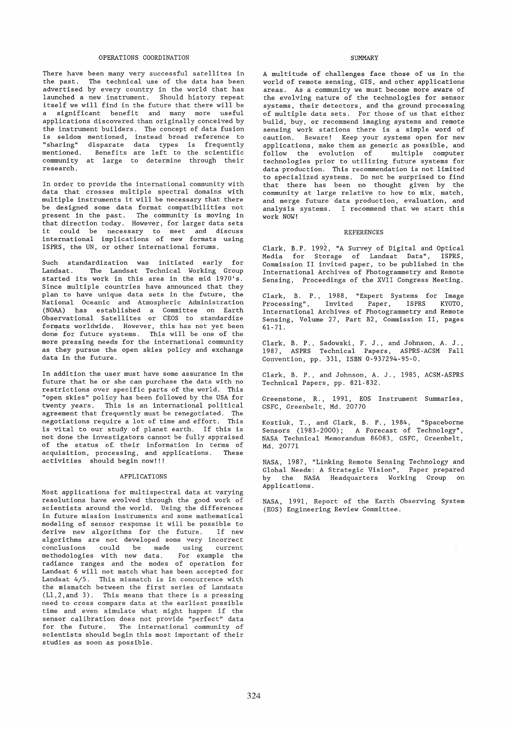## OPERATIONS COORDINATION

There have been many very successful satellites in the past. The technical use of the data has been advertised by every country in the world that has launched a new instrument. Should history repeat itself we will find in the future that there will be a significant benefit and many more useful applications discovered than originally conceived by the instrument builders. The concept of data fusion is seldom mentioned, instead broad reference to "sharing" disparate data types is frequently mentioned. Benefits are left to the scientific community at large to determine through their research.

In order to provide the international community with data that crosses multiple spectral domains with multiple instruments it will be necessary that there be designed some data format compatibilities not present in the past. The community is moving in that direction today. However, for larger data sets it could be necessary to meet and discuss international implications of new formats using ISPRS, the UN, or other international forums.

Such standardization was initiated early for Landsat. The Landsat Technical Working Group started its work in this area in the mid 1970's. Since multiple countries have announced that they plan to have unique data sets in the future, the National Oceanic and Atmospheric Administration (NOAA) has established a Committee on Earth Observational Satellites or CEOS to standardize formats worldwide. However, this has not yet been done for future systems. This will be one of the more pressing needs for the international community as they pursue the open skies policy and exchange data in the future.

In addition the user must have some assurance in the future that he or she can purchase the data with no restrictions over specific parts of the world. This "open skies" policy has been followed by the USA for twenty years. This is an international political agreement that frequently must be renegotiated. The negotiations require a lot of time and effort. This is vital to our study of planet earth. If this is not done the investigators cannot be fully appraised of the status of their information in terms of acquisition, processing, and applications. These activities should begin now!!!

## APPLICATIONS

Most applications for multispectral data at varying resolutions have evolved through the good work of scientists around the world. Using the differences in future mission instruments and some mathematical modeling of sensor response it will be possible to derive new algorithms for the future. If new algorithms are not developed some very incorrect conclusions could be made using current methodologies with new data. For example the radiance ranges and the modes of operation for Landsat 6 will not match what has been accepted for Landsat 4/5. This mismatch is in concurrence with the mismatch between the first series of Landsats (L1,2,and 3). This means that there is a pressing need to cross compare data at the earliest possible time and even simulate what might happen if the sensor calibration does not provide "perfect" data for the future. The international community of scientists should begin this most important of their studies as soon as possible.

## SUMMARY

A multitude of challenges face those of us in the world of remote sensing, GIS, and other applications areas. As a community we must become more aware of the evolving nature of the technologies for sensor systems, their detectors, and the ground processing of multiple data sets. For those of us that either build, buy, or recommend imaging systems and remote sensing work stations there is a simple word of caution. Beware! Keep your systems open for new applications, make them as generic as possible, and follow the evolution of multiple computer technologies prior to utilizing future systems for data production. This recommendation is not limited to specialized systems. Do not be surprised to find that there has been no thought given by the community at large relative to how to mix, match, and merge future data production, evaluation, and analysis systems. I recommend that we start this work NOW!

## REFERENCES

Clark, B.P. 1992, "A Survey of Digital and Optical Media for Storage of Landsat Data", ISPRS, Commission II invited paper, to be published in the International Archives of Photogrammetry and Remote Sensing, Proceedings of the XVII Congress Meeting.

Clark, B. P., 1988, "Expert Systems for Image Processing", Invited Paper, ISPRS KYOTO, International Archives of Photogrammetry and Remote Sensing, Volume 27, Part B2, Commission II, pages 61-71.

Clark, B. P., Sadowski, F. J., and Johnson, A. J., 1987, ASPRS Technical Papers, ASPRS-ACSM Fall Convention, pp. 331, ISBN 0-937294-95-0.

Clark, B. P., and Johnson, A. J., 1985, ACSM-ASPRS Technical Papers, pp. 821-832.

Greenstone, R., 1991, EOS Instrument Summaries, GSFC, Greenbelt, Md. 20770

Kostiuk, T., and Clark, B. P., 1984, "Spaceborne Sensors (1983-2000); A Forecast of Technology", NASA Technical Memorandum 86083, GSFC, Greenbelt, Md. 20771

NASA, 1987, "Linking Remote Sensing Technology and Global Needs: A Strategic Vision", Paper prepared by the NASA Headquarters Working Group on Applications.

NASA, 1991, Report of the Earth Observing System (EOS) Engineering Review Committee.